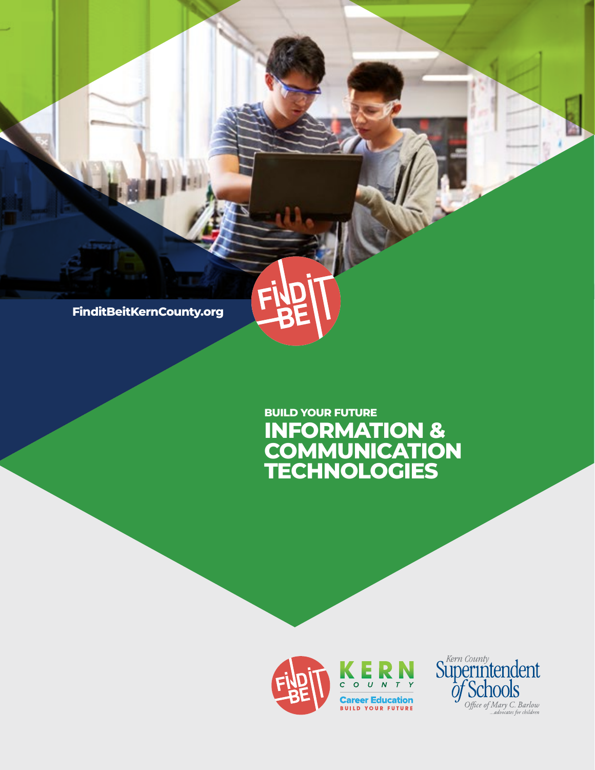FinditBeitKernCounty.org

BUILD YOUR FUTURE

# INFORMATION & COMMUNICATION TECHNOLOGIES

KERN COUNTY Career Education
BUILD YOUR FUTURE

Kern County Superintendent of Schools
Office of Mary C. Barlow
...advocates for children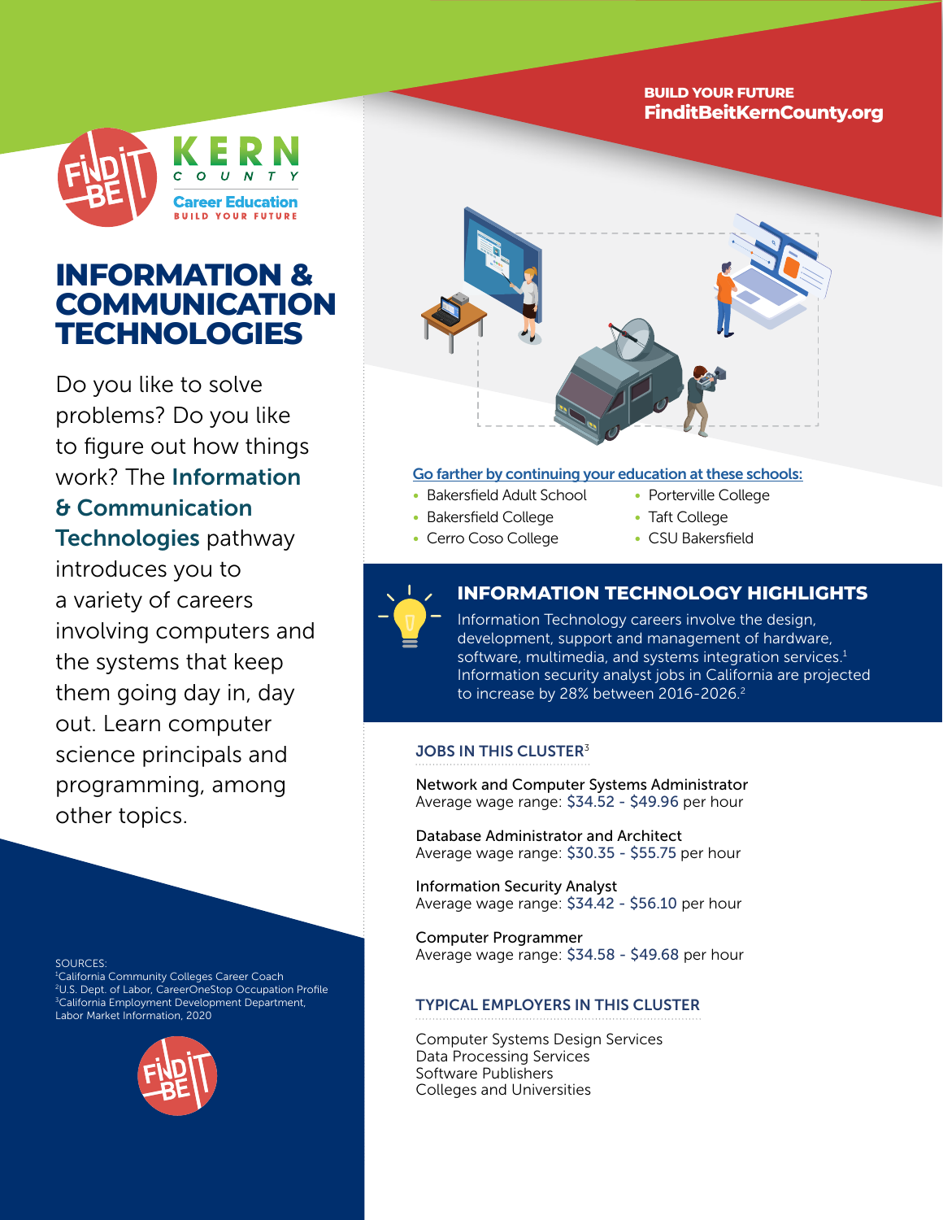BUILD YOUR FUTURE
FinditBeitKernCounty.org

KERN COUNTY
Career Education
BUILD YOUR FUTURE

# INFORMATION & COMMUNICATION TECHNOLOGIES

Do you like to solve problems? Do you like to figure out how things work? The **Information & Communication Technologies** pathway introduces you to a variety of careers involving computers and the systems that keep them going day in, day out. Learn computer science principals and programming, among other topics.

Go farther by continuing your education at these schools:

- Bakersfield Adult School
- Bakersfield College
- Cerro Coso College
- Porterville College
- Taft College
- CSU Bakersfield

## INFORMATION TECHNOLOGY HIGHLIGHTS

Information Technology careers involve the design, development, support and management of hardware, software, multimedia, and systems integration services.[1] Information security analyst jobs in California are projected to increase by 28% between 2016-2026.[2]

### JOBS IN THIS CLUSTER[3]

Network and Computer Systems Administrator
Average wage range: $34.52 - $49.96 per hour

Database Administrator and Architect
Average wage range: $30.35 - $55.75 per hour

Information Security Analyst
Average wage range: $34.42 - $56.10 per hour

Computer Programmer
Average wage range: $34.58 - $49.68 per hour

### TYPICAL EMPLOYERS IN THIS CLUSTER

Computer Systems Design Services
Data Processing Services
Software Publishers
Colleges and Universities

SOURCES:
[1]California Community Colleges Career Coach
[2]U.S. Dept. of Labor, CareerOneStop Occupation Profile
[3]California Employment Development Department, Labor Market Information, 2020